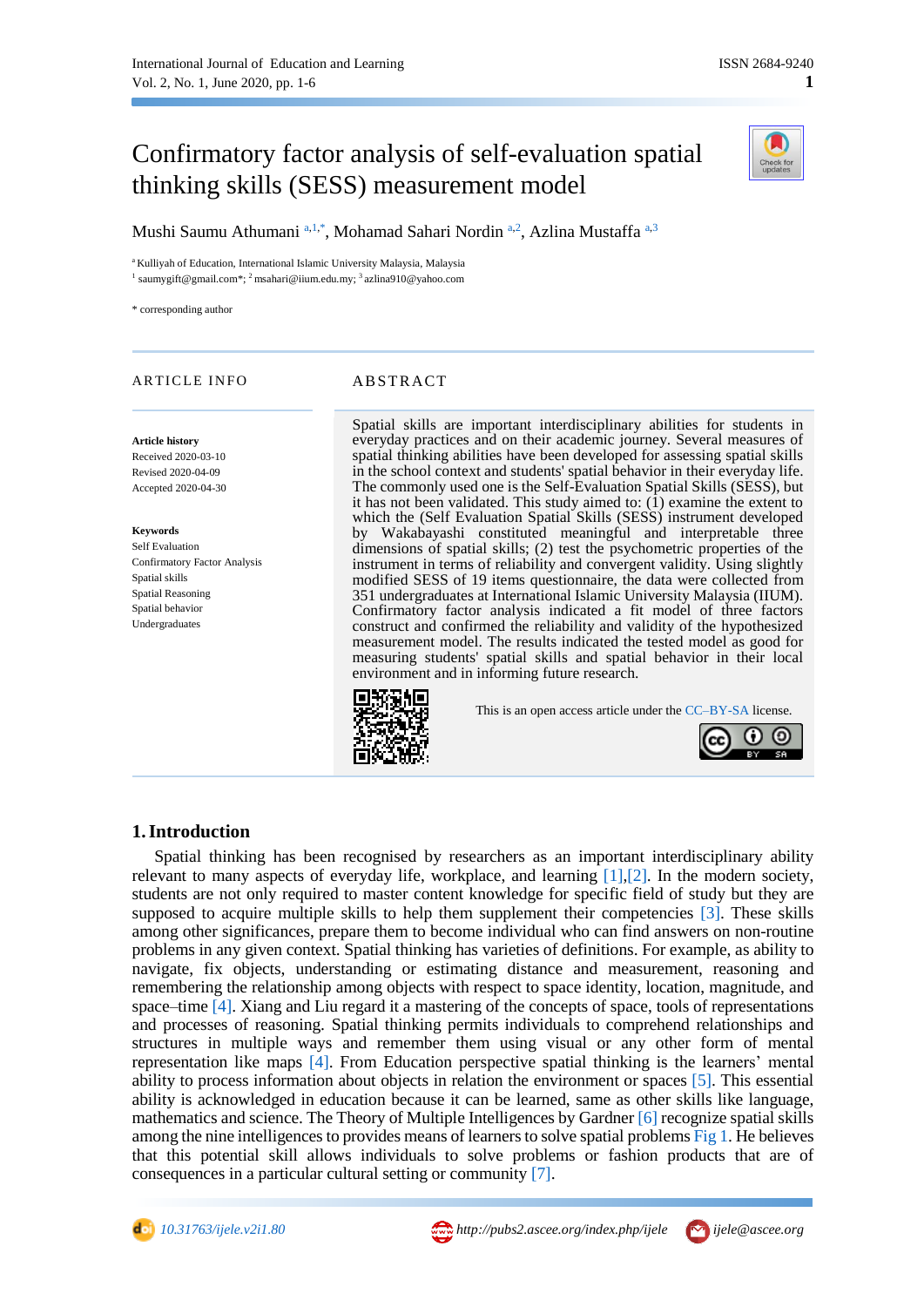# Confirmatory factor analysis of self-evaluation spatial thinking skills (SESS) measurement model

Mushi Saumu Athumani [a,1,*], Mohamad Sahari Nordin [a,2], Azlina Mustaffa [a,3]

[a] Kulliyah of Education, International Islamic University Malaysia, Malaysia

[1] saumygift@gmail.com*; [2] msahari@iium.edu.my; [3] azlina910@yahoo.com

\* corresponding author

## ARTICLE INFO

**Article history**
Received 2020-03-10
Revised 2020-04-09
Accepted 2020-04-30

**Keywords**
Self Evaluation
Confirmatory Factor Analysis
Spatial skills
Spatial Reasoning
Spatial behavior
Undergraduates

## ABSTRACT

Spatial skills are important interdisciplinary abilities for students in everyday practices and on their academic journey. Several measures of spatial thinking abilities have been developed for assessing spatial skills in the school context and students' spatial behavior in their everyday life. The commonly used one is the Self-Evaluation Spatial Skills (SESS), but it has not been validated. This study aimed to: (1) examine the extent to which the (Self Evaluation Spatial Skills (SESS) instrument developed by Wakabayashi constituted meaningful and interpretable three dimensions of spatial skills; (2) test the psychometric properties of the instrument in terms of reliability and convergent validity. Using slightly modified SESS of 19 items questionnaire, the data were collected from 351 undergraduates at International Islamic University Malaysia (IIUM). Confirmatory factor analysis indicated a fit model of three factors construct and confirmed the reliability and validity of the hypothesized measurement model. The results indicated the tested model as good for measuring students' spatial skills and spatial behavior in their local environment and in informing future research.

This is an open access article under the CC–BY-SA license.

## 1. Introduction

Spatial thinking has been recognised by researchers as an important interdisciplinary ability relevant to many aspects of everyday life, workplace, and learning [1],[2]. In the modern society, students are not only required to master content knowledge for specific field of study but they are supposed to acquire multiple skills to help them supplement their competencies [3]. These skills among other significances, prepare them to become individual who can find answers on non-routine problems in any given context. Spatial thinking has varieties of definitions. For example, as ability to navigate, fix objects, understanding or estimating distance and measurement, reasoning and remembering the relationship among objects with respect to space identity, location, magnitude, and space–time [4]. Xiang and Liu regard it a mastering of the concepts of space, tools of representations and processes of reasoning. Spatial thinking permits individuals to comprehend relationships and structures in multiple ways and remember them using visual or any other form of mental representation like maps [4]. From Education perspective spatial thinking is the learners' mental ability to process information about objects in relation the environment or spaces [5]. This essential ability is acknowledged in education because it can be learned, same as other skills like language, mathematics and science. The Theory of Multiple Intelligences by Gardner [6] recognize spatial skills among the nine intelligences to provides means of learners to solve spatial problems Fig 1. He believes that this potential skill allows individuals to solve problems or fashion products that are of consequences in a particular cultural setting or community [7].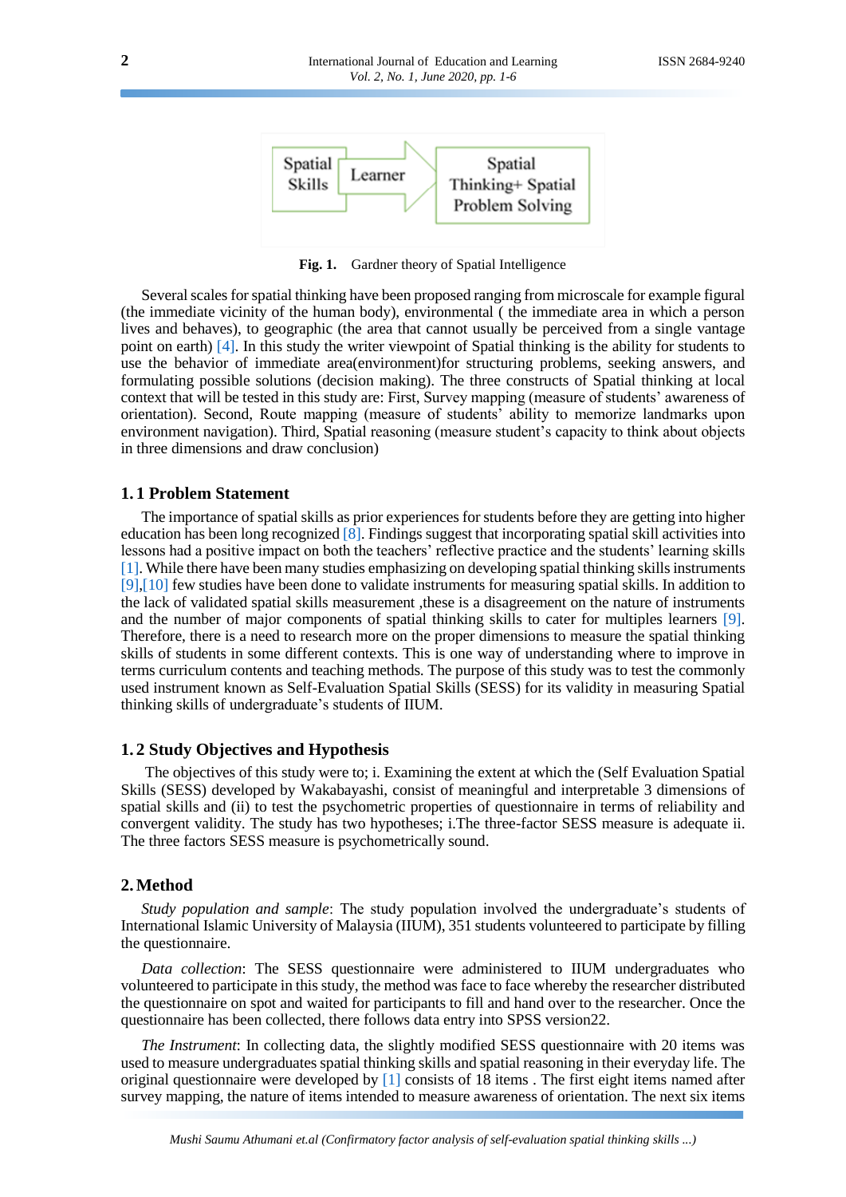Spatial Skills → Learner → Spatial Thinking+ Spatial Problem Solving

**Fig. 1.** Gardner theory of Spatial Intelligence

Several scales for spatial thinking have been proposed ranging from microscale for example figural (the immediate vicinity of the human body), environmental ( the immediate area in which a person lives and behaves), to geographic (the area that cannot usually be perceived from a single vantage point on earth) [4]. In this study the writer viewpoint of Spatial thinking is the ability for students to use the behavior of immediate area(environment)for structuring problems, seeking answers, and formulating possible solutions (decision making). The three constructs of Spatial thinking at local context that will be tested in this study are: First, Survey mapping (measure of students' awareness of orientation). Second, Route mapping (measure of students' ability to memorize landmarks upon environment navigation). Third, Spatial reasoning (measure student's capacity to think about objects in three dimensions and draw conclusion)

### 1.1 Problem Statement

The importance of spatial skills as prior experiences for students before they are getting into higher education has been long recognized [8]. Findings suggest that incorporating spatial skill activities into lessons had a positive impact on both the teachers' reflective practice and the students' learning skills [1]. While there have been many studies emphasizing on developing spatial thinking skills instruments [9],[10] few studies have been done to validate instruments for measuring spatial skills. In addition to the lack of validated spatial skills measurement ,these is a disagreement on the nature of instruments and the number of major components of spatial thinking skills to cater for multiples learners [9]. Therefore, there is a need to research more on the proper dimensions to measure the spatial thinking skills of students in some different contexts. This is one way of understanding where to improve in terms curriculum contents and teaching methods. The purpose of this study was to test the commonly used instrument known as Self-Evaluation Spatial Skills (SESS) for its validity in measuring Spatial thinking skills of undergraduate's students of IIUM.

### 1.2 Study Objectives and Hypothesis

The objectives of this study were to; i. Examining the extent at which the (Self Evaluation Spatial Skills (SESS) developed by Wakabayashi, consist of meaningful and interpretable 3 dimensions of spatial skills and (ii) to test the psychometric properties of questionnaire in terms of reliability and convergent validity. The study has two hypotheses; i.The three-factor SESS measure is adequate ii. The three factors SESS measure is psychometrically sound.

## 2. Method

*Study population and sample*: The study population involved the undergraduate's students of International Islamic University of Malaysia (IIUM), 351 students volunteered to participate by filling the questionnaire.

*Data collection*: The SESS questionnaire were administered to IIUM undergraduates who volunteered to participate in this study, the method was face to face whereby the researcher distributed the questionnaire on spot and waited for participants to fill and hand over to the researcher. Once the questionnaire has been collected, there follows data entry into SPSS version22.

*The Instrument*: In collecting data, the slightly modified SESS questionnaire with 20 items was used to measure undergraduates spatial thinking skills and spatial reasoning in their everyday life. The original questionnaire were developed by [1] consists of 18 items . The first eight items named after survey mapping, the nature of items intended to measure awareness of orientation. The next six items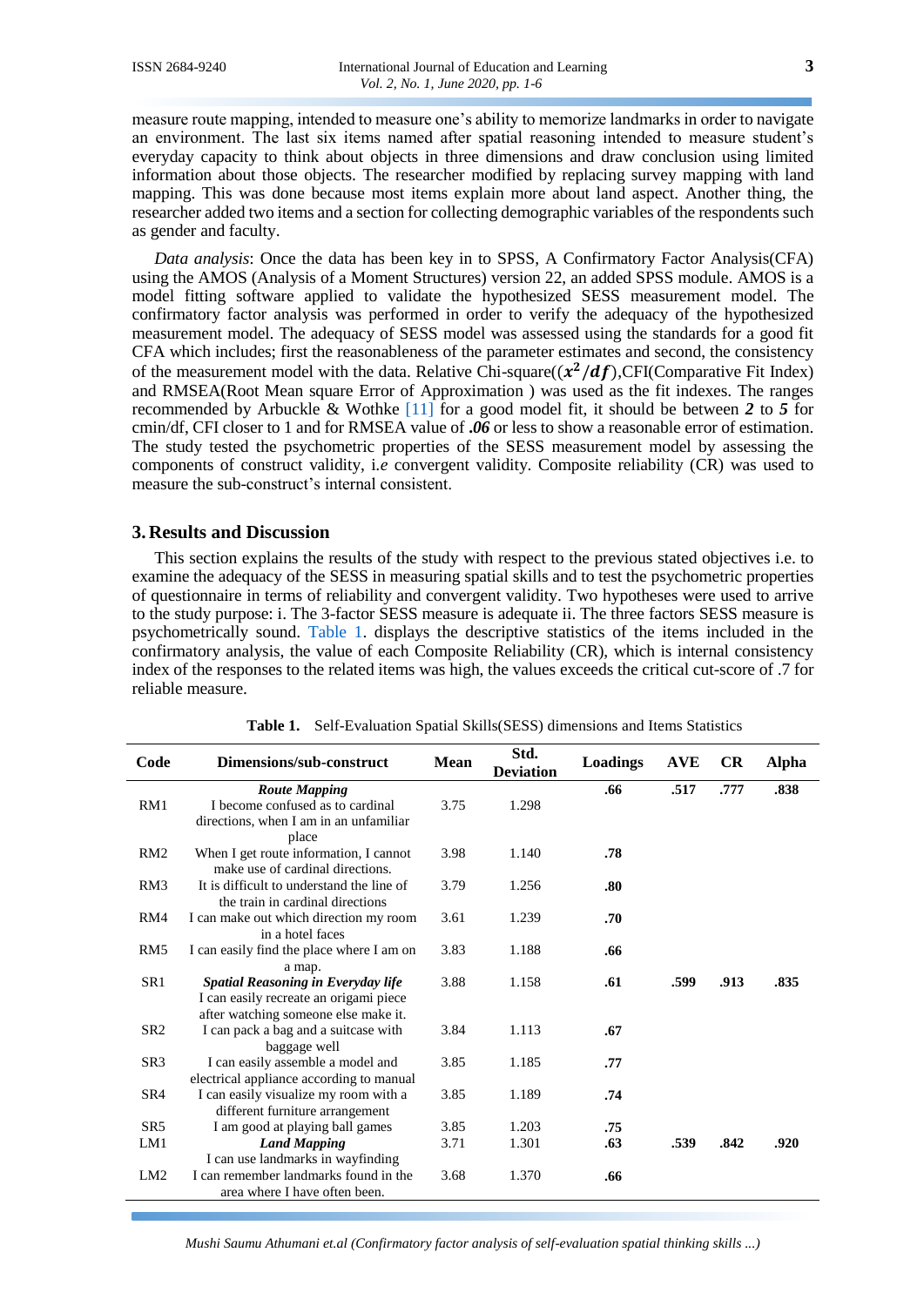measure route mapping, intended to measure one's ability to memorize landmarks in order to navigate an environment. The last six items named after spatial reasoning intended to measure student's everyday capacity to think about objects in three dimensions and draw conclusion using limited information about those objects. The researcher modified by replacing survey mapping with land mapping. This was done because most items explain more about land aspect. Another thing, the researcher added two items and a section for collecting demographic variables of the respondents such as gender and faculty.

*Data analysis*: Once the data has been key in to SPSS, A Confirmatory Factor Analysis(CFA) using the AMOS (Analysis of a Moment Structures) version 22, an added SPSS module. AMOS is a model fitting software applied to validate the hypothesized SESS measurement model. The confirmatory factor analysis was performed in order to verify the adequacy of the hypothesized measurement model. The adequacy of SESS model was assessed using the standards for a good fit CFA which includes; first the reasonableness of the parameter estimates and second, the consistency of the measurement model with the data. Relative Chi-square($(x^2/df)$),CFI(Comparative Fit Index) and RMSEA(Root Mean square Error of Approximation ) was used as the fit indexes. The ranges recommended by Arbuckle & Wothke [11] for a good model fit, it should be between ***2*** to ***5*** for cmin/df, CFI closer to 1 and for RMSEA value of ***.06*** or less to show a reasonable error of estimation. The study tested the psychometric properties of the SESS measurement model by assessing the components of construct validity, i.*e* convergent validity. Composite reliability (CR) was used to measure the sub-construct's internal consistent.

## 3. Results and Discussion

This section explains the results of the study with respect to the previous stated objectives i.e. to examine the adequacy of the SESS in measuring spatial skills and to test the psychometric properties of questionnaire in terms of reliability and convergent validity. Two hypotheses were used to arrive to the study purpose: i. The 3-factor SESS measure is adequate ii. The three factors SESS measure is psychometrically sound. Table 1. displays the descriptive statistics of the items included in the confirmatory analysis, the value of each Composite Reliability (CR), which is internal consistency index of the responses to the related items was high, the values exceeds the critical cut-score of .7 for reliable measure.

**Table 1.** Self-Evaluation Spatial Skills(SESS) dimensions and Items Statistics

| Code | Dimensions/sub-construct | Mean | Std. Deviation | Loadings | AVE | CR | Alpha |
|---|---|---|---|---|---|---|---|
| | ***Route Mapping*** | | | **.66** | **.517** | **.777** | **.838** |
| RM1 | I become confused as to cardinal directions, when I am in an unfamiliar place | 3.75 | 1.298 | | | | |
| RM2 | When I get route information, I cannot make use of cardinal directions. | 3.98 | 1.140 | **.78** | | | |
| RM3 | It is difficult to understand the line of the train in cardinal directions | 3.79 | 1.256 | **.80** | | | |
| RM4 | I can make out which direction my room in a hotel faces | 3.61 | 1.239 | **.70** | | | |
| RM5 | I can easily find the place where I am on a map. | 3.83 | 1.188 | **.66** | | | |
| SR1 | ***Spatial Reasoning in Everyday life*** I can easily recreate an origami piece after watching someone else make it. | 3.88 | 1.158 | **.61** | **.599** | **.913** | **.835** |
| SR2 | I can pack a bag and a suitcase with baggage well | 3.84 | 1.113 | **.67** | | | |
| SR3 | I can easily assemble a model and electrical appliance according to manual | 3.85 | 1.185 | **.77** | | | |
| SR4 | I can easily visualize my room with a different furniture arrangement | 3.85 | 1.189 | **.74** | | | |
| SR5 | I am good at playing ball games | 3.85 | 1.203 | **.75** | | | |
| LM1 | ***Land Mapping*** I can use landmarks in wayfinding | 3.71 | 1.301 | **.63** | **.539** | **.842** | **.920** |
| LM2 | I can remember landmarks found in the area where I have often been. | 3.68 | 1.370 | **.66** | | | |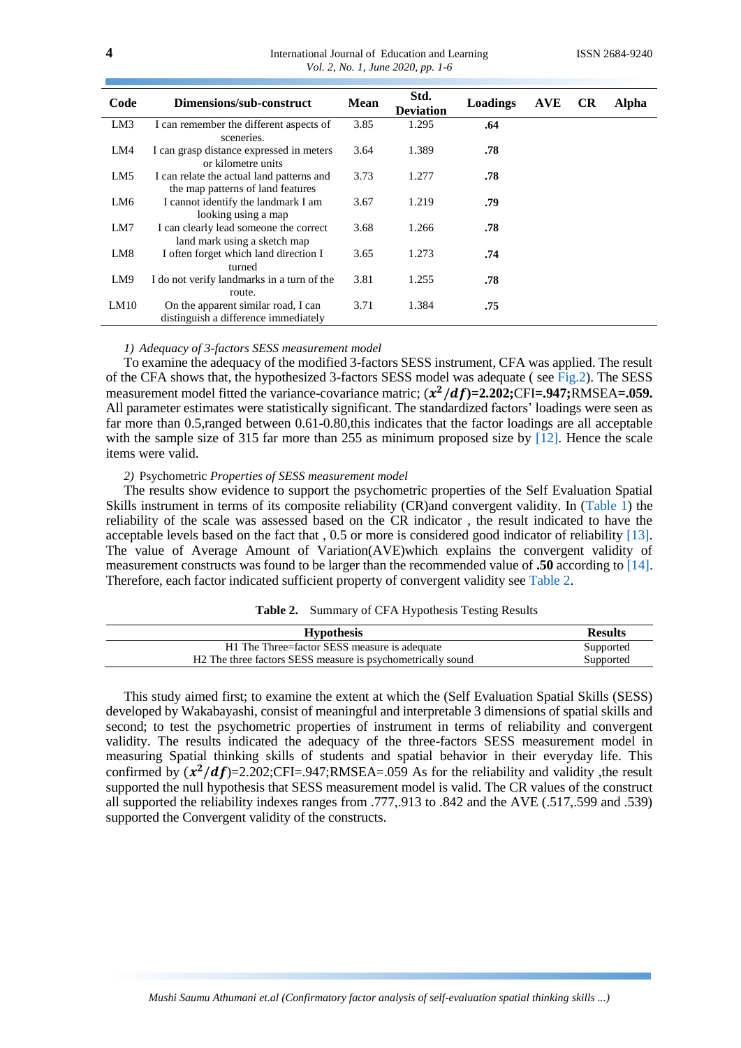| Code | Dimensions/sub-construct | Mean | Std. Deviation | Loadings | AVE | CR | Alpha |
|---|---|---|---|---|---|---|---|
| LM3 | I can remember the different aspects of sceneries. | 3.85 | 1.295 | **.64** | | | |
| LM4 | I can grasp distance expressed in meters or kilometre units | 3.64 | 1.389 | **.78** | | | |
| LM5 | I can relate the actual land patterns and the map patterns of land features | 3.73 | 1.277 | **.78** | | | |
| LM6 | I cannot identify the landmark I am looking using a map | 3.67 | 1.219 | **.79** | | | |
| LM7 | I can clearly lead someone the correct land mark using a sketch map | 3.68 | 1.266 | **.78** | | | |
| LM8 | I often forget which land direction I turned | 3.65 | 1.273 | **.74** | | | |
| LM9 | I do not verify landmarks in a turn of the route. | 3.81 | 1.255 | **.78** | | | |
| LM10 | On the apparent similar road, I can distinguish a difference immediately | 3.71 | 1.384 | **.75** | | | |

*1) Adequacy of 3-factors SESS measurement model*

To examine the adequacy of the modified 3-factors SESS instrument, CFA was applied. The result of the CFA shows that, the hypothesized 3-factors SESS model was adequate ( see Fig.2). The SESS measurement model fitted the variance-covariance matric; **($x^2/df$)=2.202;**CFI**=.947;**RMSEA**=.059.** All parameter estimates were statistically significant. The standardized factors' loadings were seen as far more than 0.5,ranged between 0.61-0.80,this indicates that the factor loadings are all acceptable with the sample size of 315 far more than 255 as minimum proposed size by [12]. Hence the scale items were valid.

2) Psychometric *Properties of SESS measurement model*

The results show evidence to support the psychometric properties of the Self Evaluation Spatial Skills instrument in terms of its composite reliability (CR)and convergent validity. In (Table 1) the reliability of the scale was assessed based on the CR indicator , the result indicated to have the acceptable levels based on the fact that , 0.5 or more is considered good indicator of reliability [13]. The value of Average Amount of Variation(AVE)which explains the convergent validity of measurement constructs was found to be larger than the recommended value of **.50** according to [14]. Therefore, each factor indicated sufficient property of convergent validity see Table 2.

**Table 2.** Summary of CFA Hypothesis Testing Results

| Hypothesis | Results |
|---|---|
| H1 The Three=factor SESS measure is adequate | Supported |
| H2 The three factors SESS measure is psychometrically sound | Supported |

This study aimed first; to examine the extent at which the (Self Evaluation Spatial Skills (SESS) developed by Wakabayashi, consist of meaningful and interpretable 3 dimensions of spatial skills and second; to test the psychometric properties of instrument in terms of reliability and convergent validity. The results indicated the adequacy of the three-factors SESS measurement model in measuring Spatial thinking skills of students and spatial behavior in their everyday life. This confirmed by ($x^2/df$)=2.202;CFI=.947;RMSEA=.059 As for the reliability and validity ,the result supported the null hypothesis that SESS measurement model is valid. The CR values of the construct all supported the reliability indexes ranges from .777,.913 to .842 and the AVE (.517,.599 and .539) supported the Convergent validity of the constructs.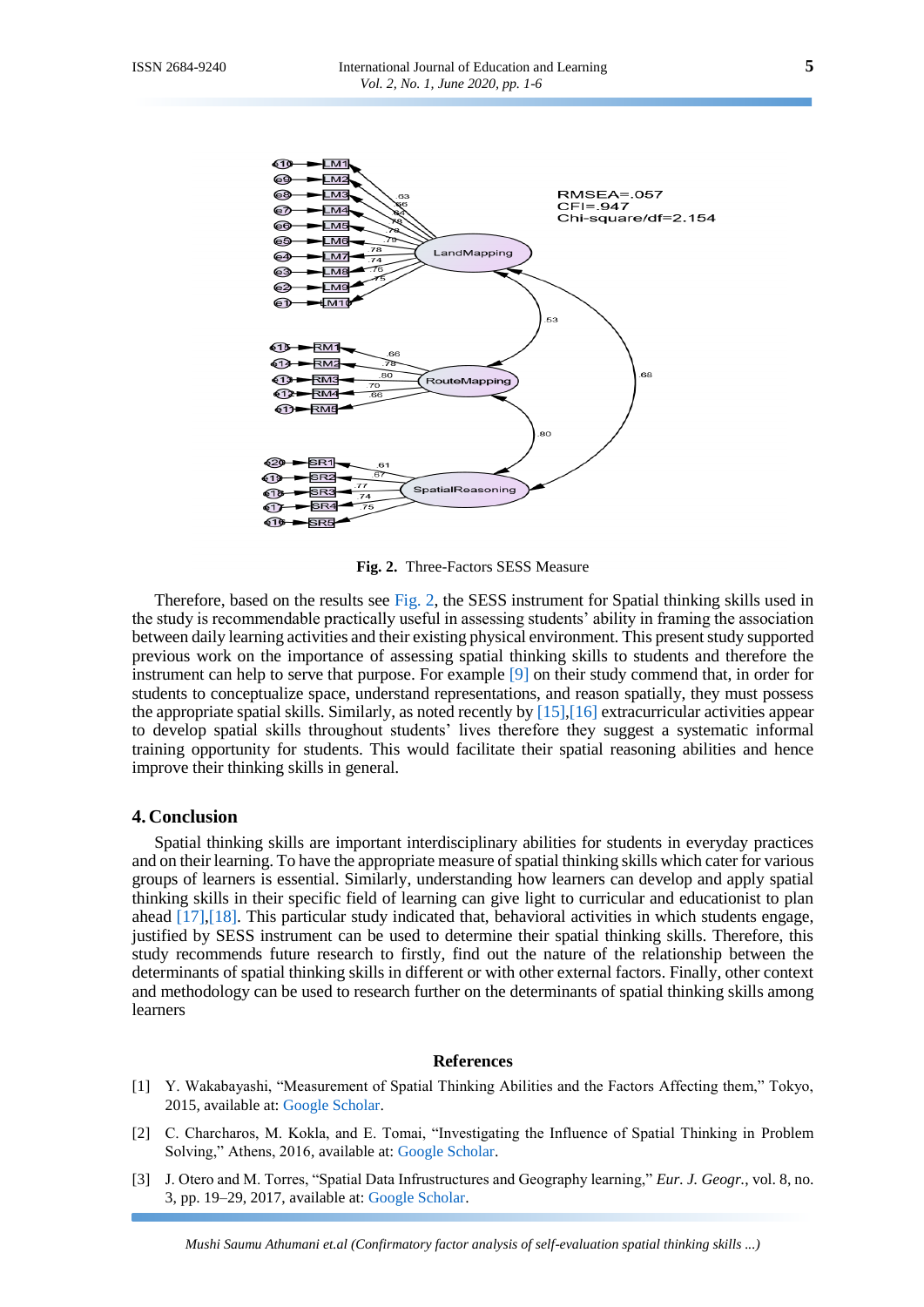Fig. 2. Three-Factors SESS Measure

Therefore, based on the results see Fig. 2, the SESS instrument for Spatial thinking skills used in the study is recommendable practically useful in assessing students' ability in framing the association between daily learning activities and their existing physical environment. This present study supported previous work on the importance of assessing spatial thinking skills to students and therefore the instrument can help to serve that purpose. For example [9] on their study commend that, in order for students to conceptualize space, understand representations, and reason spatially, they must possess the appropriate spatial skills. Similarly, as noted recently by [15],[16] extracurricular activities appear to develop spatial skills throughout students' lives therefore they suggest a systematic informal training opportunity for students. This would facilitate their spatial reasoning abilities and hence improve their thinking skills in general.

## 4. Conclusion

Spatial thinking skills are important interdisciplinary abilities for students in everyday practices and on their learning. To have the appropriate measure of spatial thinking skills which cater for various groups of learners is essential. Similarly, understanding how learners can develop and apply spatial thinking skills in their specific field of learning can give light to curricular and educationist to plan ahead [17],[18]. This particular study indicated that, behavioral activities in which students engage, justified by SESS instrument can be used to determine their spatial thinking skills. Therefore, this study recommends future research to firstly, find out the nature of the relationship between the determinants of spatial thinking skills in different or with other external factors. Finally, other context and methodology can be used to research further on the determinants of spatial thinking skills among learners

## References

[1] Y. Wakabayashi, "Measurement of Spatial Thinking Abilities and the Factors Affecting them," Tokyo, 2015, available at: Google Scholar.

[2] C. Charcharos, M. Kokla, and E. Tomai, "Investigating the Influence of Spatial Thinking in Problem Solving," Athens, 2016, available at: Google Scholar.

[3] J. Otero and M. Torres, "Spatial Data Infrustructures and Geography learning," *Eur. J. Geogr.*, vol. 8, no. 3, pp. 19–29, 2017, available at: Google Scholar.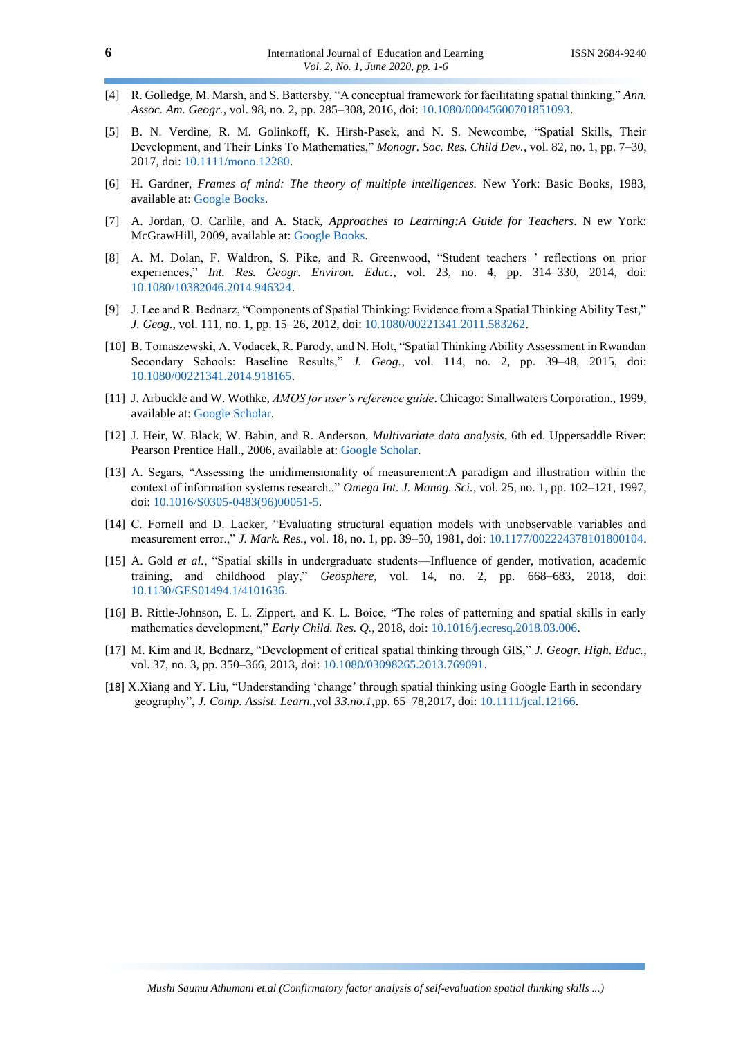[4] R. Golledge, M. Marsh, and S. Battersby, "A conceptual framework for facilitating spatial thinking," *Ann. Assoc. Am. Geogr.*, vol. 98, no. 2, pp. 285–308, 2016, doi: 10.1080/00045600701851093.

[5] B. N. Verdine, R. M. Golinkoff, K. Hirsh-Pasek, and N. S. Newcombe, "Spatial Skills, Their Development, and Their Links To Mathematics," *Monogr. Soc. Res. Child Dev.*, vol. 82, no. 1, pp. 7–30, 2017, doi: 10.1111/mono.12280.

[6] H. Gardner, *Frames of mind: The theory of multiple intelligences.* New York: Basic Books, 1983, available at: Google Books.

[7] A. Jordan, O. Carlile, and A. Stack, *Approaches to Learning:A Guide for Teachers*. N ew York: McGrawHill, 2009, available at: Google Books.

[8] A. M. Dolan, F. Waldron, S. Pike, and R. Greenwood, "Student teachers ' reflections on prior experiences," *Int. Res. Geogr. Environ. Educ.*, vol. 23, no. 4, pp. 314–330, 2014, doi: 10.1080/10382046.2014.946324.

[9] J. Lee and R. Bednarz, "Components of Spatial Thinking: Evidence from a Spatial Thinking Ability Test," *J. Geog.*, vol. 111, no. 1, pp. 15–26, 2012, doi: 10.1080/00221341.2011.583262.

[10] B. Tomaszewski, A. Vodacek, R. Parody, and N. Holt, "Spatial Thinking Ability Assessment in Rwandan Secondary Schools: Baseline Results," *J. Geog.*, vol. 114, no. 2, pp. 39–48, 2015, doi: 10.1080/00221341.2014.918165.

[11] J. Arbuckle and W. Wothke, *AMOS for user's reference guide*. Chicago: Smallwaters Corporation., 1999, available at: Google Scholar.

[12] J. Heir, W. Black, W. Babin, and R. Anderson, *Multivariate data analysis*, 6th ed. Uppersaddle River: Pearson Prentice Hall., 2006, available at: Google Scholar.

[13] A. Segars, "Assessing the unidimensionality of measurement:A paradigm and illustration within the context of information systems research.," *Omega Int. J. Manag. Sci.*, vol. 25, no. 1, pp. 102–121, 1997, doi: 10.1016/S0305-0483(96)00051-5.

[14] C. Fornell and D. Lacker, "Evaluating structural equation models with unobservable variables and measurement error.," *J. Mark. Res.*, vol. 18, no. 1, pp. 39–50, 1981, doi: 10.1177/002224378101800104.

[15] A. Gold *et al.*, "Spatial skills in undergraduate students—Influence of gender, motivation, academic training, and childhood play," *Geosphere*, vol. 14, no. 2, pp. 668–683, 2018, doi: 10.1130/GES01494.1/4101636.

[16] B. Rittle-Johnson, E. L. Zippert, and K. L. Boice, "The roles of patterning and spatial skills in early mathematics development," *Early Child. Res. Q.*, 2018, doi: 10.1016/j.ecresq.2018.03.006.

[17] M. Kim and R. Bednarz, "Development of critical spatial thinking through GIS," *J. Geogr. High. Educ.*, vol. 37, no. 3, pp. 350–366, 2013, doi: 10.1080/03098265.2013.769091.

[18] X.Xiang and Y. Liu, "Understanding 'change' through spatial thinking using Google Earth in secondary geography", *J. Comp. Assist. Learn.*,vol *33.no.1*,pp. 65–78,2017, doi: 10.1111/jcal.12166.